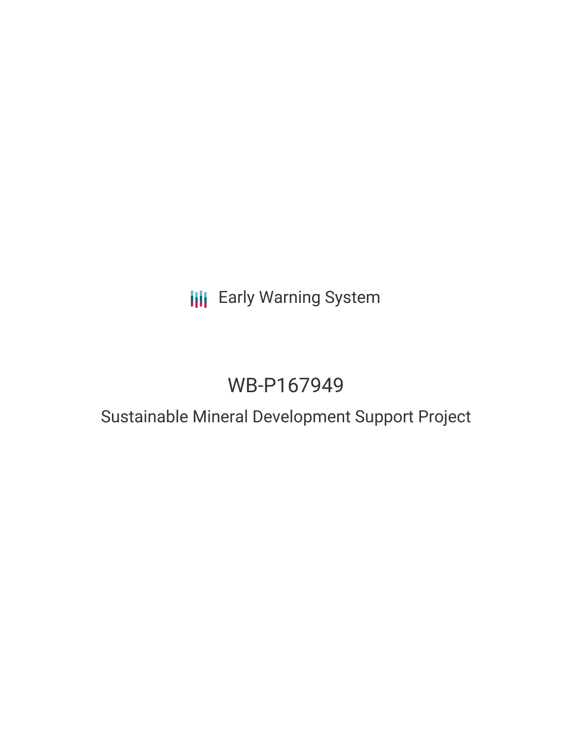Early Warning System

# WB-P167949

## Sustainable Mineral Development Support Project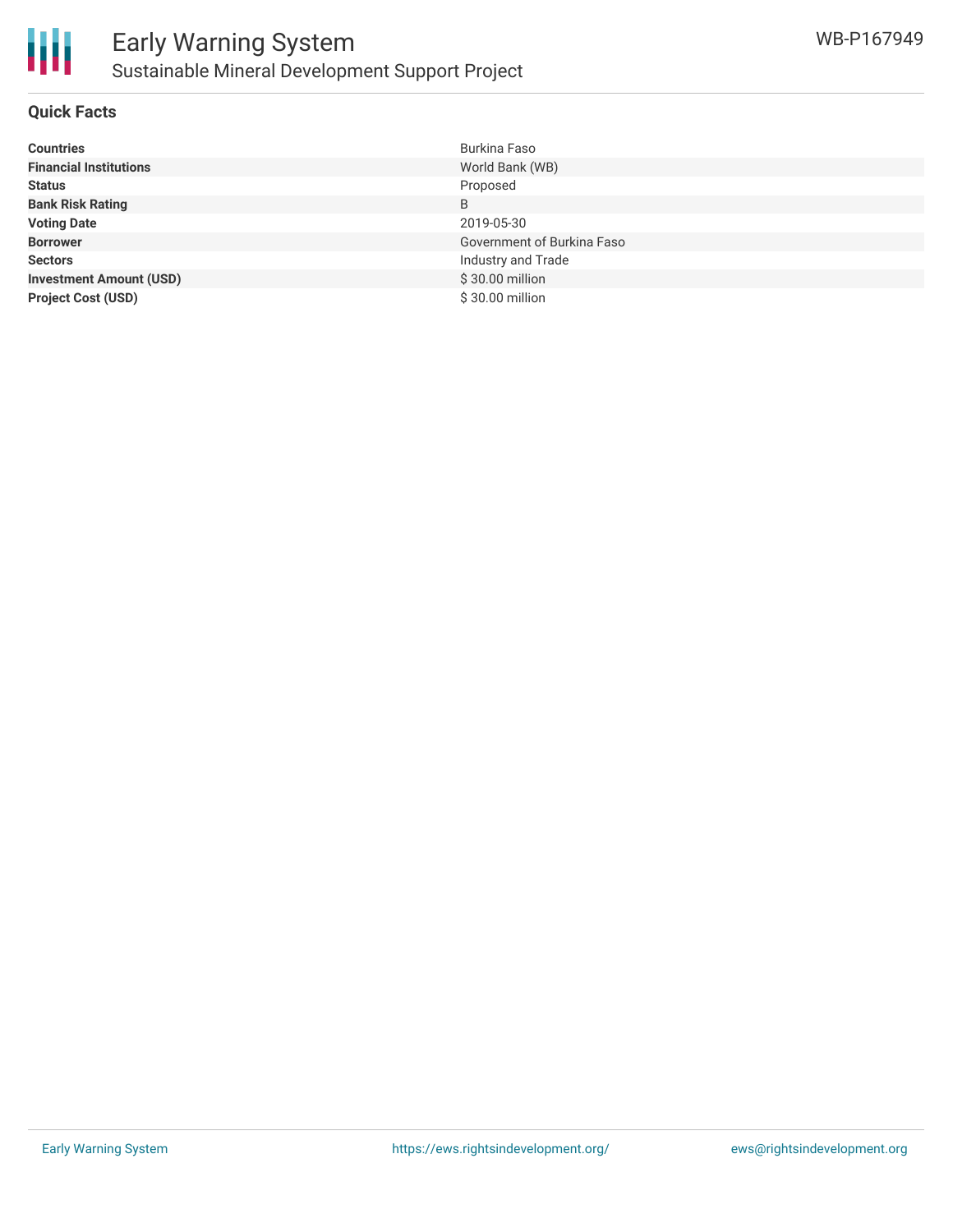## Quick Facts

| | |
|---|---|
| **Countries** | Burkina Faso |
| **Financial Institutions** | World Bank (WB) |
| **Status** | Proposed |
| **Bank Risk Rating** | B |
| **Voting Date** | 2019-05-30 |
| **Borrower** | Government of Burkina Faso |
| **Sectors** | Industry and Trade |
| **Investment Amount (USD)** | $ 30.00 million |
| **Project Cost (USD)** | $ 30.00 million |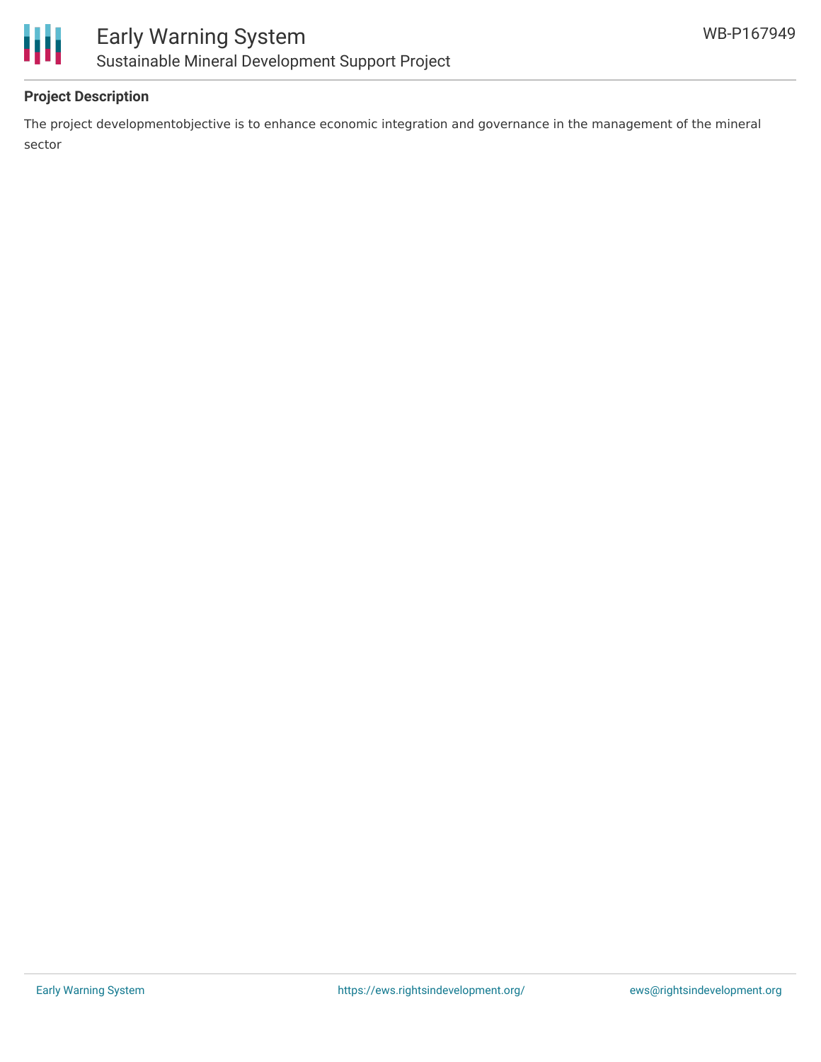## Project Description

The project developmentobjective is to enhance economic integration and governance in the management of the mineral sector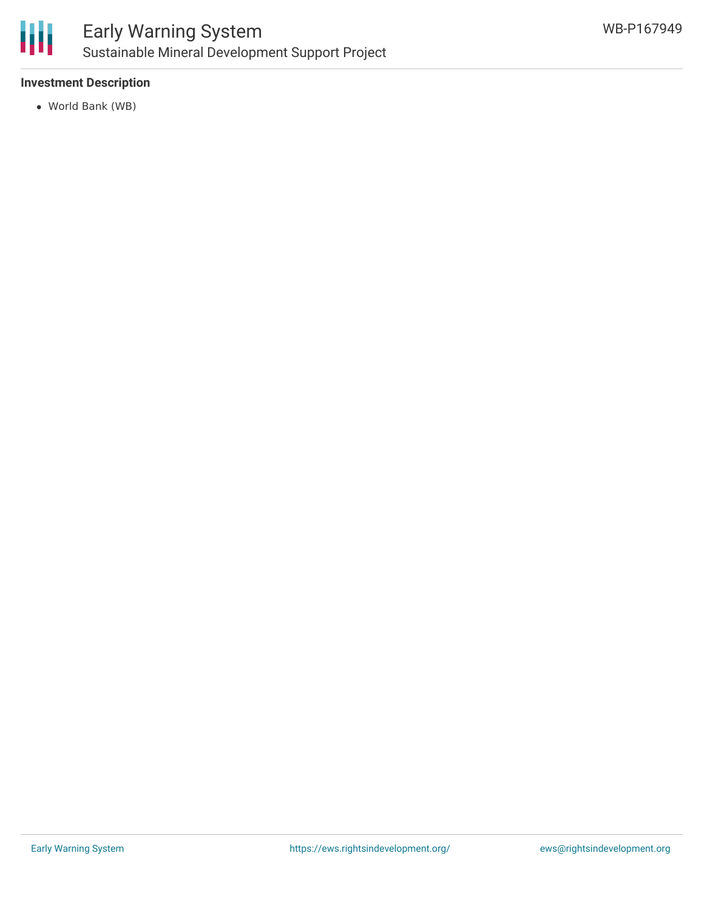**Investment Description**

- World Bank (WB)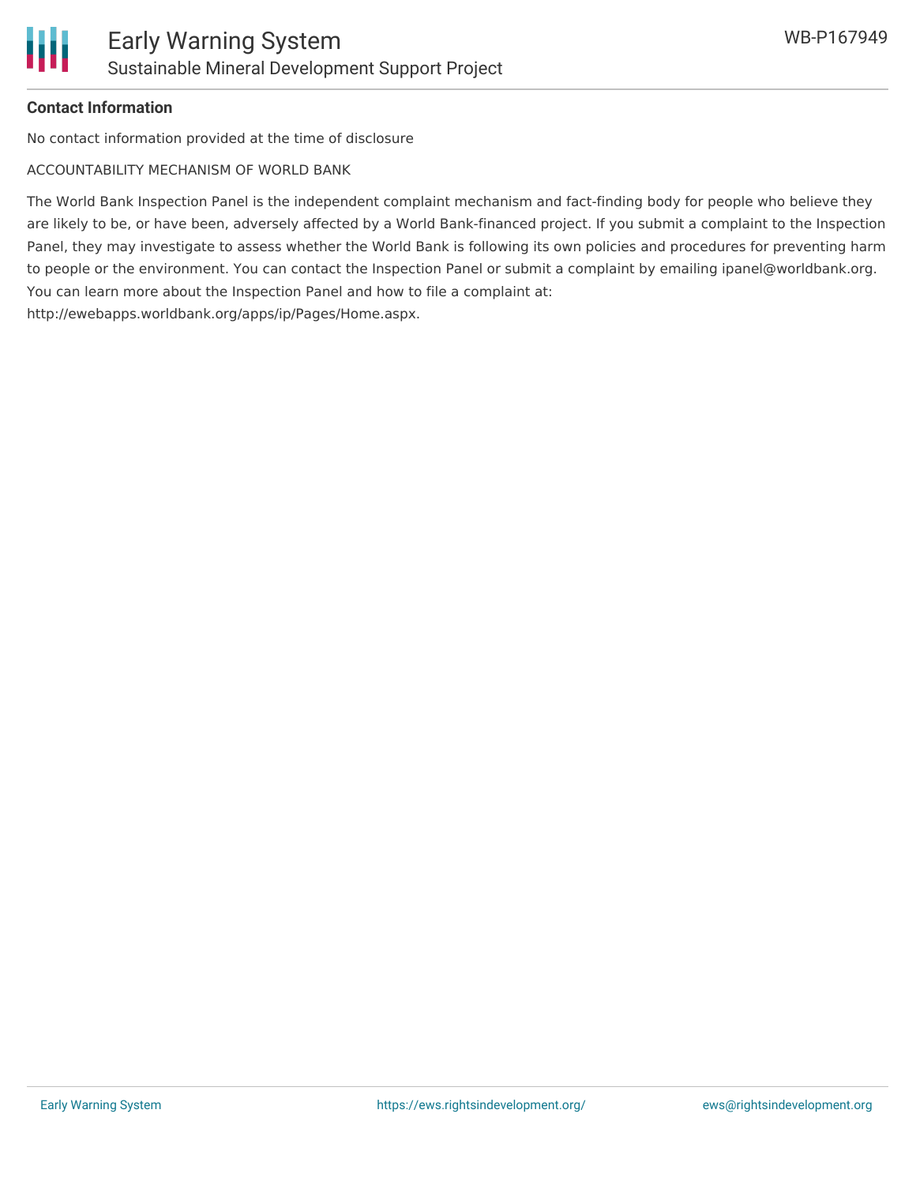**Contact Information**

No contact information provided at the time of disclosure

ACCOUNTABILITY MECHANISM OF WORLD BANK

The World Bank Inspection Panel is the independent complaint mechanism and fact-finding body for people who believe they are likely to be, or have been, adversely affected by a World Bank-financed project. If you submit a complaint to the Inspection Panel, they may investigate to assess whether the World Bank is following its own policies and procedures for preventing harm to people or the environment. You can contact the Inspection Panel or submit a complaint by emailing ipanel@worldbank.org. You can learn more about the Inspection Panel and how to file a complaint at: http://ewebapps.worldbank.org/apps/ip/Pages/Home.aspx.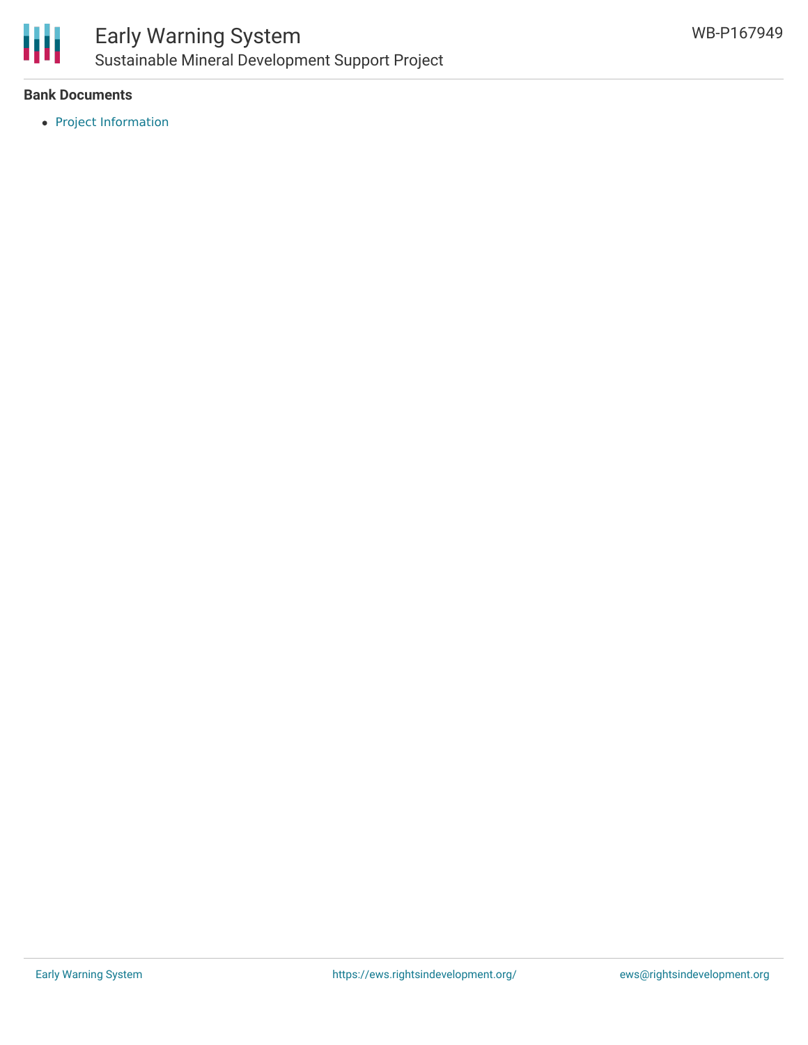**Bank Documents**

- Project Information